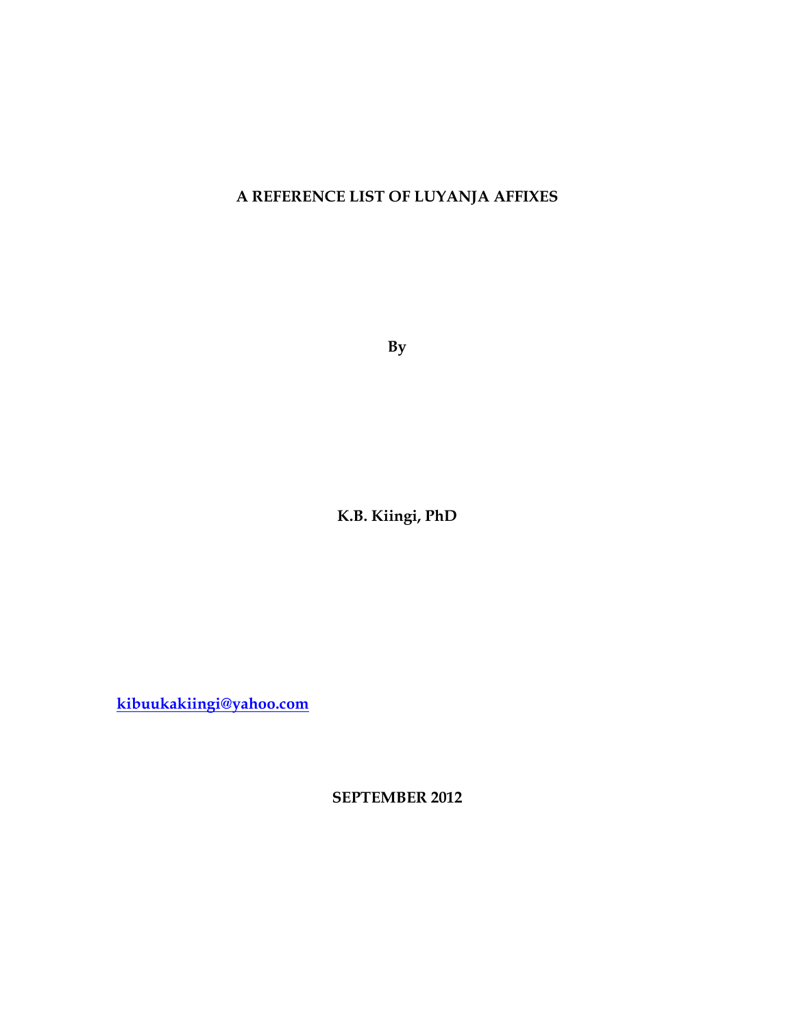# A REFERENCE LIST OF LUYANJA AFFIXES

**By**

**K.B. Kiingi, PhD**

**kibuukakiingi@yahoo.com**

**SEPTEMBER 2012**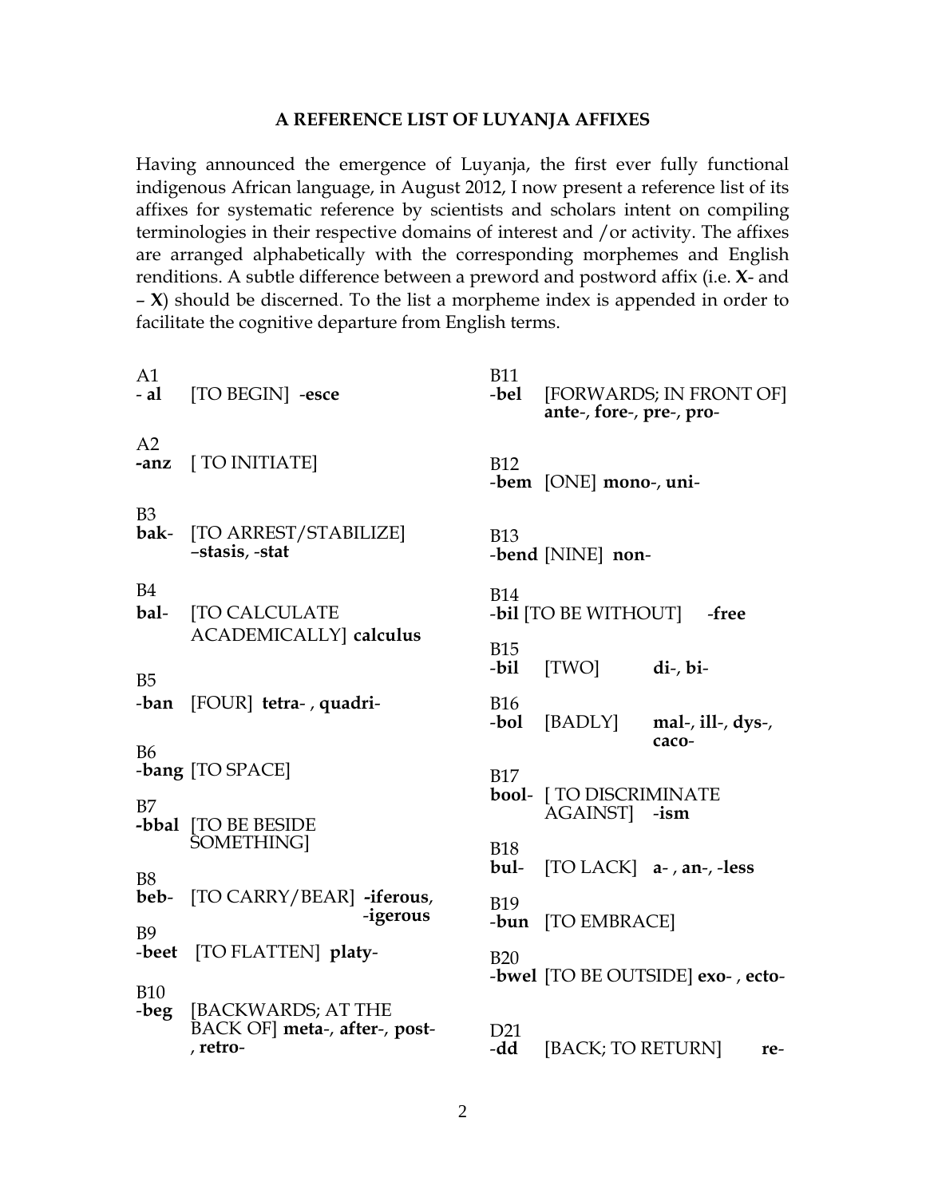# A REFERENCE LIST OF LUYANJA AFFIXES

Having announced the emergence of Luyanja, the first ever fully functional indigenous African language, in August 2012, I now present a reference list of its affixes for systematic reference by scientists and scholars intent on compiling terminologies in their respective domains of interest and /or activity. The affixes are arranged alphabetically with the corresponding morphemes and English renditions. A subtle difference between a preword and postword affix (i.e. **X**- and – **X**) should be discerned. To the list a morpheme index is appended in order to facilitate the cognitive departure from English terms.

A1
- **al** [TO BEGIN] -**esce**

A2
**-anz** [ TO INITIATE]

B3
**bak**- [TO ARREST/STABILIZE] **–stasis**, -**stat**

B4
**bal**- [TO CALCULATE ACADEMICALLY] **calculus**

B5
-**ban** [FOUR] **tetra**- , **quadri**-

B6
-**bang** [TO SPACE]

B7
**-bbal** [TO BE BESIDE SOMETHING]

B8
**beb**- [TO CARRY/BEAR] **-iferous**, -**igerous**

B9
-**beet** [TO FLATTEN] **platy**-

B10
-**beg** [BACKWARDS; AT THE BACK OF] **meta**-, **after**-, **post**-, **retro**-

B11
-**bel** [FORWARDS; IN FRONT OF] **ante**-, **fore**-, **pre**-, **pro**-

B12
-**bem** [ONE] **mono**-, **uni**-

B13
-**bend** [NINE] **non**-

B14
-**bil** [TO BE WITHOUT] -**free**

B15
-**bil** [TWO] **di**-, **bi**-

B16
-**bol** [BADLY] **mal**-, **ill**-, **dys**-, **caco**-

B17
**bool**- [ TO DISCRIMINATE AGAINST] -**ism**

B18
**bul**- [TO LACK] **a**- , **an**-, -**less**

B19
-**bun** [TO EMBRACE]

B20
-**bwel** [TO BE OUTSIDE] **exo**- , **ecto**-

D21
-**dd** [BACK; TO RETURN] **re**-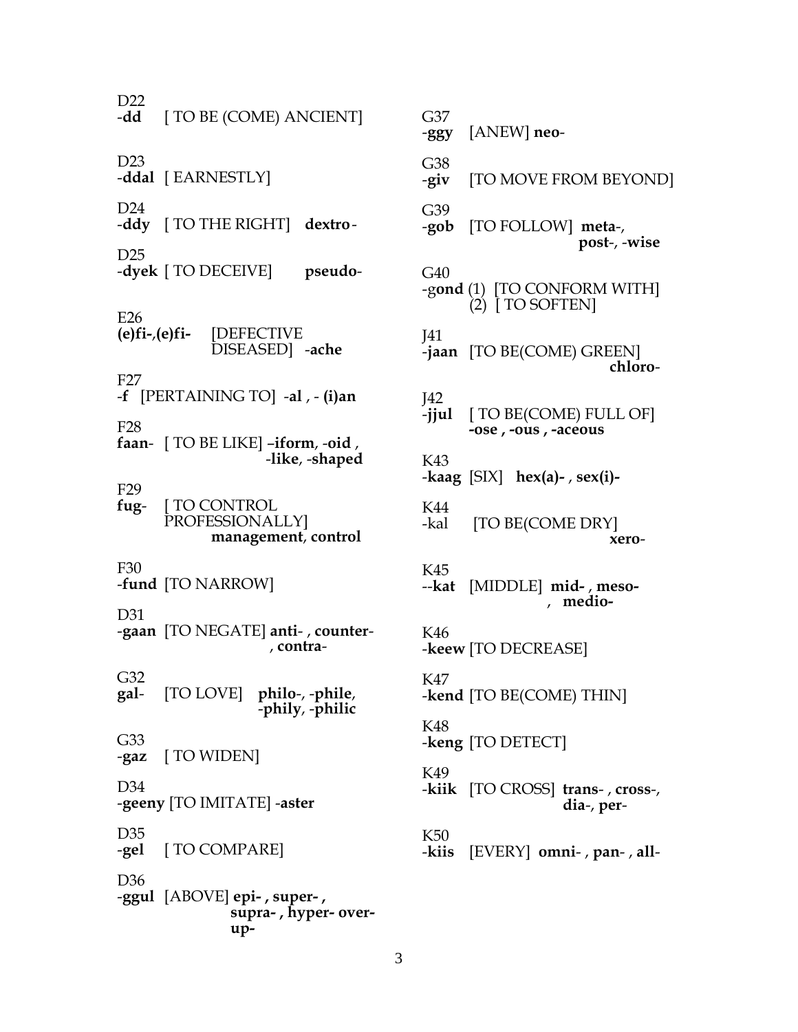D22
**-dd** [ TO BE (COME) ANCIENT]

D23
-**ddal** [ EARNESTLY]

D24
-**ddy** [ TO THE RIGHT] **dextro**-

D25
-**dyek** [ TO DECEIVE] **pseudo**-

E26
**(e)fi-**,**(e)fi-** [DEFECTIVE DISEASED] -**ache**

F27
**-f** [PERTAINING TO] **-al** , - **(i)an**

F28
**faan**- [ TO BE LIKE] –**iform**, -**oid** , -**like**, -**shaped**

F29
**fug**- [ TO CONTROL PROFESSIONALLY] **management**, **control**

F30
-**fund** [TO NARROW]

D31
-**gaan** [TO NEGATE] **anti**- , **counter**- , **contra**-

G32
**gal**- [TO LOVE] **philo**-, -**phile**, -**phily**, -**philic**

G33
-**gaz** [ TO WIDEN]

D34
-**geeny** [TO IMITATE] -**aster**

D35
-**gel** [ TO COMPARE]

D36
-**ggul** [ABOVE] **epi- , super- , supra- , hyper- over- up-**

G37
-**ggy** [ANEW] **neo**-

G38
-**giv** [TO MOVE FROM BEYOND]

G39
-**gob** [TO FOLLOW] **meta**-, **post**-, -**wise**

G40
-g**ond** (1) [TO CONFORM WITH]
(2) [ TO SOFTEN]

J41
-**jaan** [TO BE(COME) GREEN] **chloro**-

J42
-**jjul** [ TO BE(COME) FULL OF] **-ose , -ous , -aceous**

K43
-**kaag** [SIX] **hex(a)-** , **sex(i)-**

K44
-kal [TO BE(COME DRY] **xero**-

K45
--**kat** [MIDDLE] **mid-** , **meso-** , **medio-**

K46
-**keew** [TO DECREASE]

K47
-**kend** [TO BE(COME) THIN]

K48
-**keng** [TO DETECT]

K49
-**kiik** [TO CROSS] **trans**- , **cross**-, **dia**-, **per**-

K50
-**kiis** [EVERY] **omni**- , **pan**- , **all**-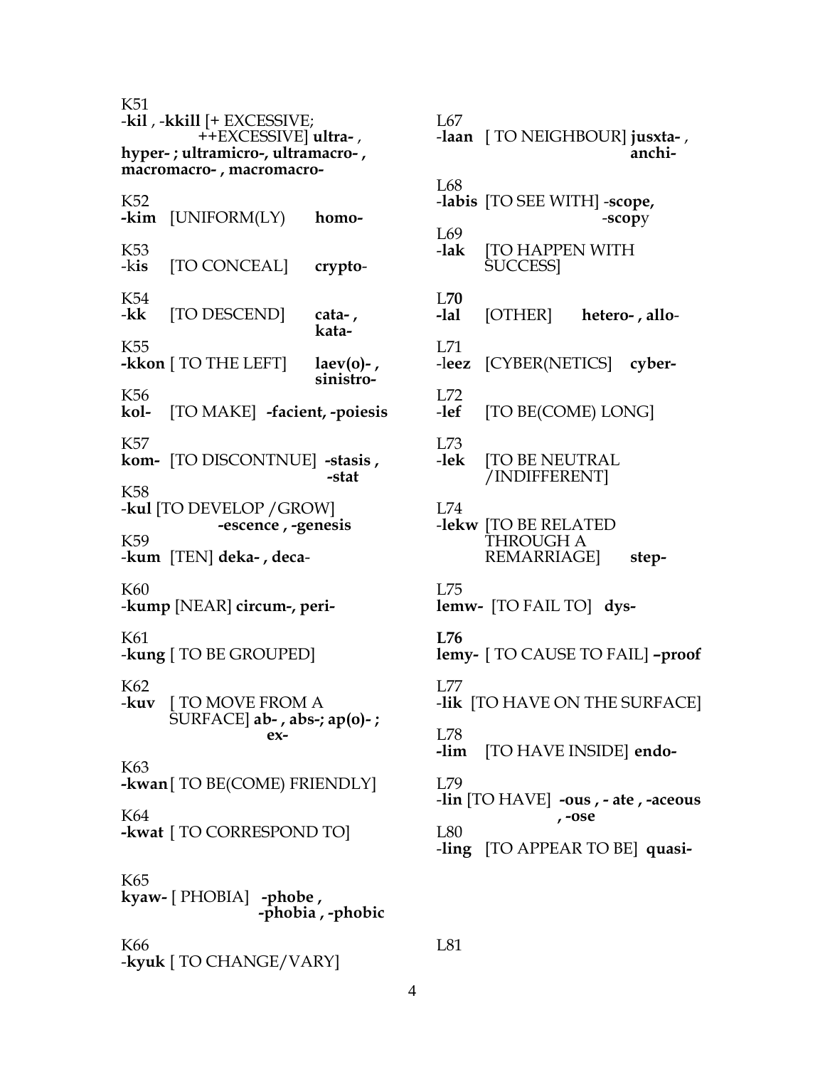K51
-**kil** , -**kkill** [+ EXCESSIVE; ++EXCESSIVE] **ultra-** , **hyper-** ; **ultramicro-, ultramacro-** , **macromacro-** , **macromacro-**

K52
**-kim** [UNIFORM(LY) **homo-**

K53
-k**is** [TO CONCEAL] **crypto**-

K54
**-kk** [TO DESCEND] **cata-** , **kata-**

K55
**-kkon** [ TO THE LEFT] **laev(o)-** , **sinistro-**

K56
**kol-** [TO MAKE] **-facient, -poiesis**

K57
**kom-** [TO DISCONTNUE] **-stasis** , **-stat**

K58
-**kul** [TO DEVELOP /GROW] **-escence** , **-genesis**

K59
-**kum** [TEN] **deka-** , **deca**-

K60
-**kump** [NEAR] **circum-**, **peri-**

K61
-**kung** [ TO BE GROUPED]

K62
-**kuv** [ TO MOVE FROM A SURFACE] **ab-** , **abs-**; **ap(o)-** ; **ex-**

K63
**-kwan** [ TO BE(COME) FRIENDLY]

K64
**-kwat** [ TO CORRESPOND TO]

K65
**kyaw-** [ PHOBIA] **-phobe** , **-phobia** , **-phobic**

K66
-**kyuk** [ TO CHANGE/VARY]

L67
-**laan** [ TO NEIGHBOUR] **jusxta-** , **anchi-**

L68
-**labis** [TO SEE WITH] -**scope**, -**scop**y

L69
**-lak** [TO HAPPEN WITH SUCCESS]

L**70**
**-lal** [OTHER] **hetero-** , **allo**-

L71
-l**eez** [CYBER(NETICS] **cyber-**

L72
**-lef** [TO BE(COME) LONG]

L73
**-lek** [TO BE NEUTRAL /INDIFFERENT]

L74
-**lekw** [TO BE RELATED THROUGH A REMARRIAGE] **step-**

L75
**lemw-** [TO FAIL TO] **dys-**

**L76**
**lemy-** [ TO CAUSE TO FAIL] **–proof**

L77
-**lik** [TO HAVE ON THE SURFACE]

L78
**-lim** [TO HAVE INSIDE] **endo-**

L79
-**lin** [TO HAVE] **-ous** , **- ate** , **-aceous** , **-ose**

L80
**-ling** [TO APPEAR TO BE] **quasi-**

L81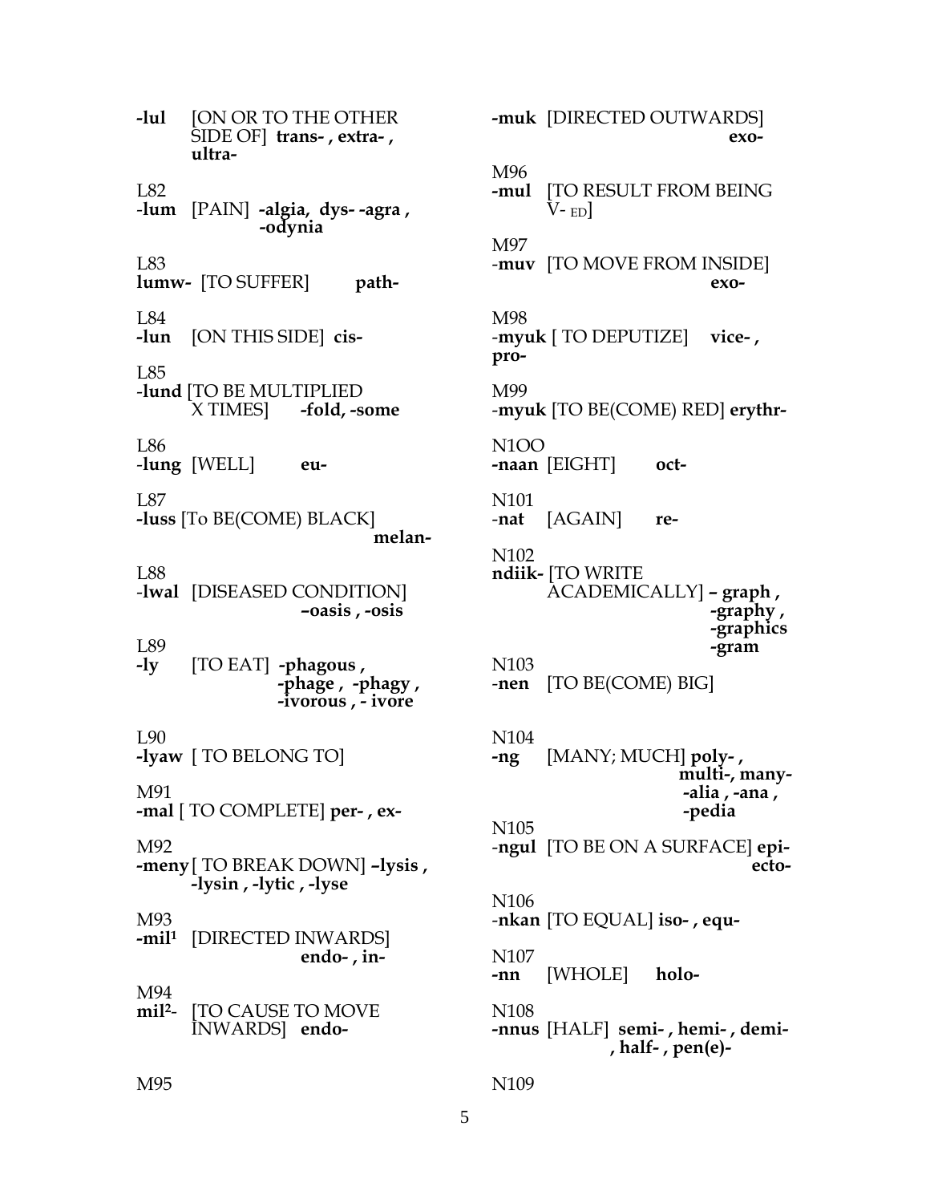**-lul** [ON OR TO THE OTHER SIDE OF] **trans- , extra- , ultra-**

L82
-**lum** [PAIN] **-algia, dys- -agra , -odynia**

L83
**lumw-** [TO SUFFER] **path-**

L84
**-lun** [ON THIS SIDE] **cis-**

L85
-**lund** [TO BE MULTIPLIED X TIMES] **-fold, -some**

L86
-**lung** [WELL] **eu-**

L87
**-luss** [To BE(COME) BLACK] **melan-**

L88
-**lwal** [DISEASED CONDITION] **–oasis , -osis**

L89
**-ly** [TO EAT] **-phagous , -phage , -phagy , -ivorous , - ivore**

L90
**-lyaw** [ TO BELONG TO]

M91
**-mal** [ TO COMPLETE] **per- , ex-**

M92
**-meny** [ TO BREAK DOWN] **–lysis , -lysin , -lytic , -lyse**

M93
**-mil¹** [DIRECTED INWARDS] **endo- , in-**

M94
**mil²**- [TO CAUSE TO MOVE INWARDS] **endo-**

M95
**-muk** [DIRECTED OUTWARDS] **exo-**

M96
**-mul** [TO RESULT FROM BEING V- ED]

M97
-**muv** [TO MOVE FROM INSIDE] **exo-**

M98
-**myuk** [ TO DEPUTIZE] **vice- , pro-**

M99
-**myuk** [TO BE(COME) RED] **erythr-**

N1OO
**-naan** [EIGHT] **oct-**

N101
-**nat** [AGAIN] **re-**

N102
**ndiik-** [TO WRITE ACADEMICALLY] **– graph , -graphy , -graphics -gram**

N103
-**nen** [TO BE(COME) BIG]

N104
**-ng** [MANY; MUCH] **poly- , multi-, many- -alia , -ana , -pedia**

N105
-**ngul** [TO BE ON A SURFACE] **epi- ecto-**

N106
-**nkan** [TO EQUAL] **iso- , equ-**

N107
**-nn** [WHOLE] **holo-**

N108
**-nnus** [HALF] **semi- , hemi- , demi- , half- , pen(e)-**

N109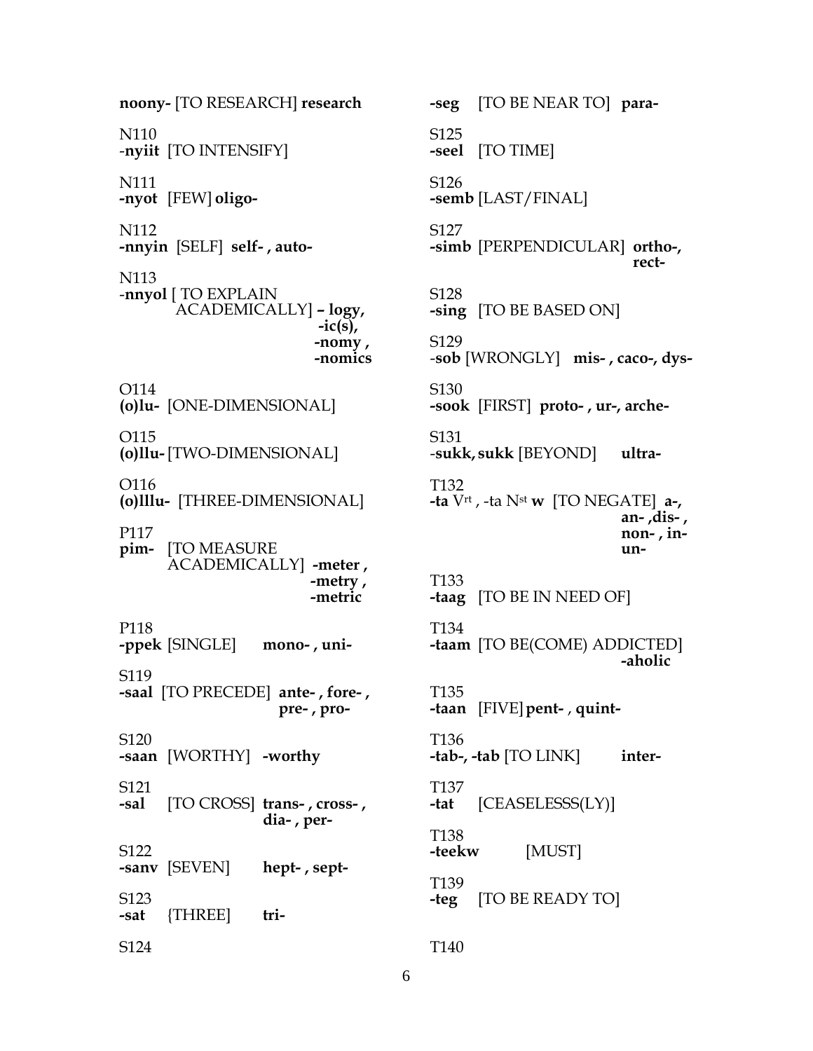**noony-** [TO RESEARCH] **research**

N110
-**nyiit** [TO INTENSIFY]

N111
**-nyot** [FEW] **oligo-**

N112
**-nnyin** [SELF] **self- , auto-**

N113
-**nnyol** [ TO EXPLAIN ACADEMICALLY] **– logy, -ic(s), -nomy , -nomics**

O114
**(o)lu-** [ONE-DIMENSIONAL]

O115
**(o)llu-** [TWO-DIMENSIONAL]

O116
**(o)lllu-** [THREE-DIMENSIONAL]

P117
**pim-** [TO MEASURE ACADEMICALLY] **-meter , -metry , -metric**

P118
**-ppek** [SINGLE] **mono- , uni-**

S119
**-saal** [TO PRECEDE] **ante- , fore- , pre- , pro-**

S120
**-saan** [WORTHY] **-worthy**

S121
**-sal** [TO CROSS] **trans- , cross- , dia- , per-**

S122
**-sanv** [SEVEN] **hept- , sept-**

S123
**-sat** {THREE] **tri-**

S124
**-seg** [TO BE NEAR TO] **para-**

S125
**-seel** [TO TIME]

S126
**-semb** [LAST/FINAL]

S127
**-simb** [PERPENDICULAR] **ortho-, rect-**

S128
**-sing** [TO BE BASED ON]

S129
-**sob** [WRONGLY] **mis- , caco-, dys-**

S130
**-sook** [FIRST] **proto- , ur-, arche-**

S131
-**sukk, sukk** [BEYOND] **ultra-**

T132
**-ta** $V^{rt}$ , -ta $N^{st}$ **w** [TO NEGATE] **a-, an- ,dis- , non- , in- un-**

T133
**-taag** [TO BE IN NEED OF]

T134
**-taam** [TO BE(COME) ADDICTED] **-aholic**

T135
**-taan** [FIVE] **pent- , quint-**

T136
**-tab-, -tab** [TO LINK] **inter-**

T137
**-tat** [CEASELESSS(LY)]

T138
**-teekw** [MUST]

T139
**-teg** [TO BE READY TO]

T140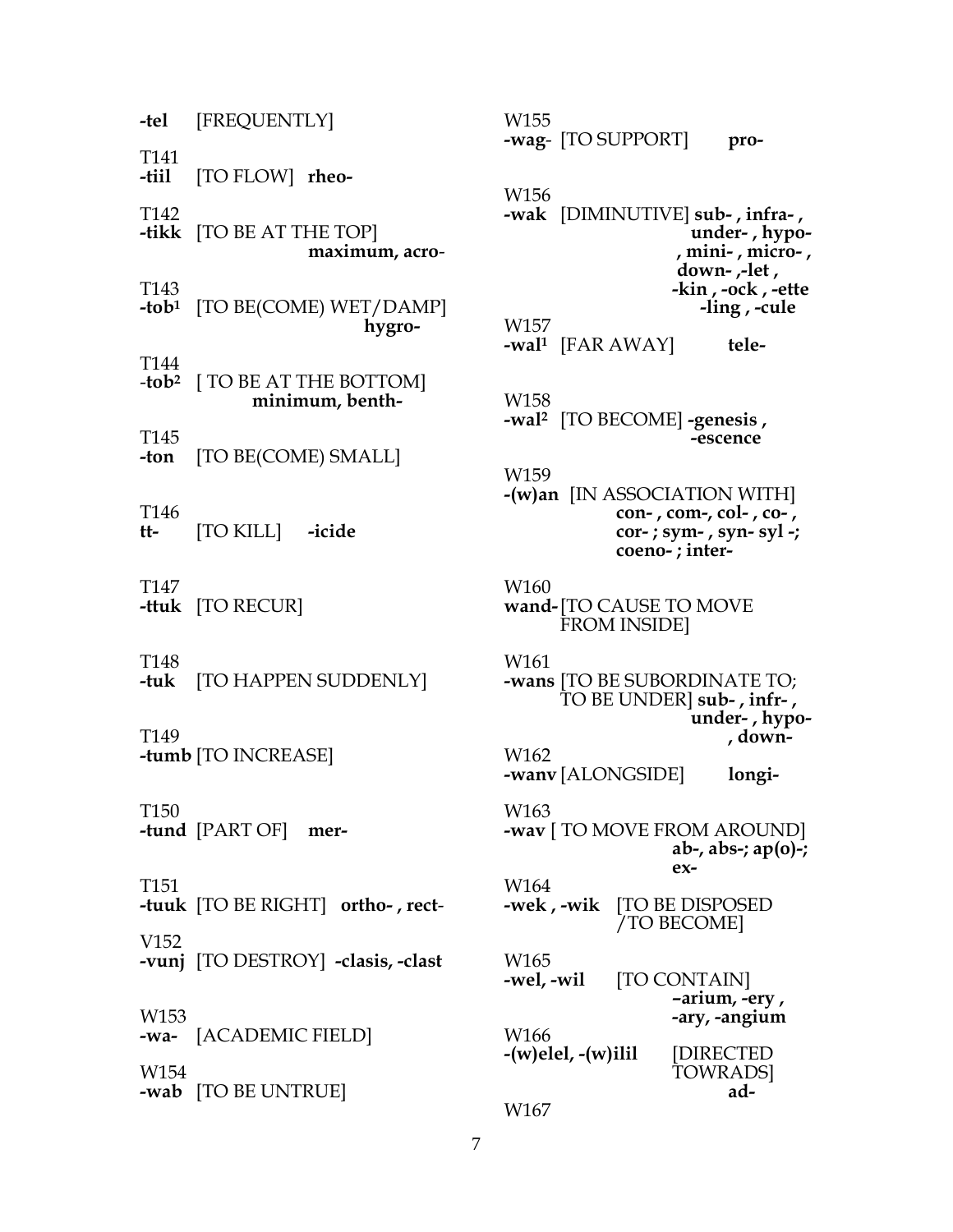**-tel** [FREQUENTLY]

T141
**-tiil** [TO FLOW] **rheo-**

T142
**-tikk** [TO BE AT THE TOP] **maximum, acro-**

T143
**-tob[1]** [TO BE(COME) WET/DAMP] **hygro-**

T144
-**tob[2]** [ TO BE AT THE BOTTOM] **minimum, benth-**

T145
**-ton** [TO BE(COME) SMALL]

T146
**tt-** [TO KILL] **-icide**

T147
**-ttuk** [TO RECUR]

T148
**-tuk** [TO HAPPEN SUDDENLY]

T149
**-tumb** [TO INCREASE]

T150
**-tund** [PART OF] **mer-**

T151
**-tuuk** [TO BE RIGHT] **ortho- , rect-**

V152
**-vunj** [TO DESTROY] **-clasis, -clast**

W153
**-wa-** [ACADEMIC FIELD]

W154
**-wab** [TO BE UNTRUE]

W155
**-wag-** [TO SUPPORT] **pro-**

W156
**-wak** [DIMINUTIVE] **sub- , infra- , under- , hypo- , mini- , micro- , down- ,-let , -kin , -ock , -ette -ling , -cule**

W157
**-wal[1]** [FAR AWAY] **tele-**

W158
**-wal[2]** [TO BECOME] **-genesis , -escence**

W159
**-(w)an** [IN ASSOCIATION WITH] **con- , com-, col- , co- , cor- ; sym- , syn- syl -; coeno- ; inter-**

W160
**wand-** [TO CAUSE TO MOVE FROM INSIDE]

W161
**-wans** [TO BE SUBORDINATE TO; TO BE UNDER] **sub- , infr- , under- , hypo- , down-**

W162
**-wanv** [ALONGSIDE] **longi-**

W163
**-wav** [ TO MOVE FROM AROUND] **ab-, abs-; ap(o)-; ex-**

W164
**-wek , -wik** [TO BE DISPOSED /TO BECOME]

W165
**-wel, -wil** [TO CONTAIN] **–arium, -ery , -ary, -angium**

W166
**-(w)elel, -(w)ilil** [DIRECTED TOWRADS] **ad-**

W167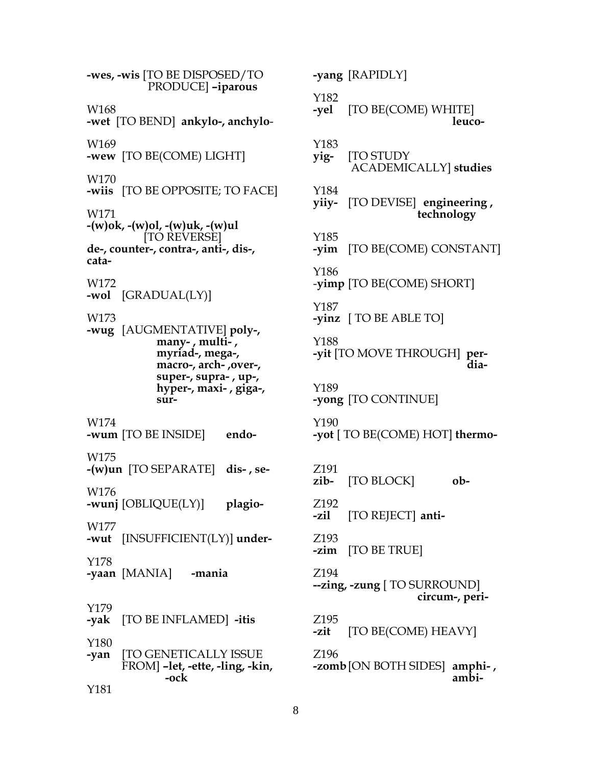**-wes, -wis** [TO BE DISPOSED/TO PRODUCE] **–iparous**

W168
**-wet** [TO BEND] **ankylo-, anchylo-**

W169
**-wew** [TO BE(COME) LIGHT]

W170
**-wiis** [TO BE OPPOSITE; TO FACE]

W171
**-(w)ok, -(w)ol, -(w)uk, -(w)ul** [TO REVERSE]
**de-, counter-, contra-, anti-, dis-, cata-**

W172
**-wol** [GRADUAL(LY)]

W173
**-wug** [AUGMENTATIVE] **poly-, many- , multi- , myriad-, mega-, macro-, arch- ,over-, super-, supra- , up-, hyper-, maxi- , giga-, sur-**

W174
**-wum** [TO BE INSIDE] **endo-**

W175
**-(w)un** [TO SEPARATE] **dis- , se-**

W176
**-wunj** [OBLIQUE(LY)] **plagio-**

W177
**-wut** [INSUFFICIENT(LY)] **under-**

Y178
**-yaan** [MANIA] **-mania**

Y179
**-yak** [TO BE INFLAMED] **-itis**

Y180
**-yan** [TO GENETICALLY ISSUE FROM] **–let, -ette, -ling, -kin, -ock**

Y181
**-yang** [RAPIDLY]

Y182
**-yel** [TO BE(COME) WHITE] **leuco-**

Y183
**yig-** [TO STUDY ACADEMICALLY] **studies**

Y184
**yiiy-** [TO DEVISE] **engineering , technology**

Y185
**-yim** [TO BE(COME) CONSTANT]

Y186
-**yimp** [TO BE(COME) SHORT]

Y187
**-yinz** [ TO BE ABLE TO]

Y188
**-yit** [TO MOVE THROUGH] **per- dia-**

Y189
**-yong** [TO CONTINUE]

Y190
**-yot** [ TO BE(COME) HOT] **thermo-**

Z191
**zib-** [TO BLOCK] **ob-**

Z192
**-zil** [TO REJECT] **anti-**

Z193
**-zim** [TO BE TRUE]

Z194
**--zing, -zung** [ TO SURROUND] **circum-, peri-**

Z195
**-zit** [TO BE(COME) HEAVY]

Z196
**-zomb** [ON BOTH SIDES] **amphi- , ambi-**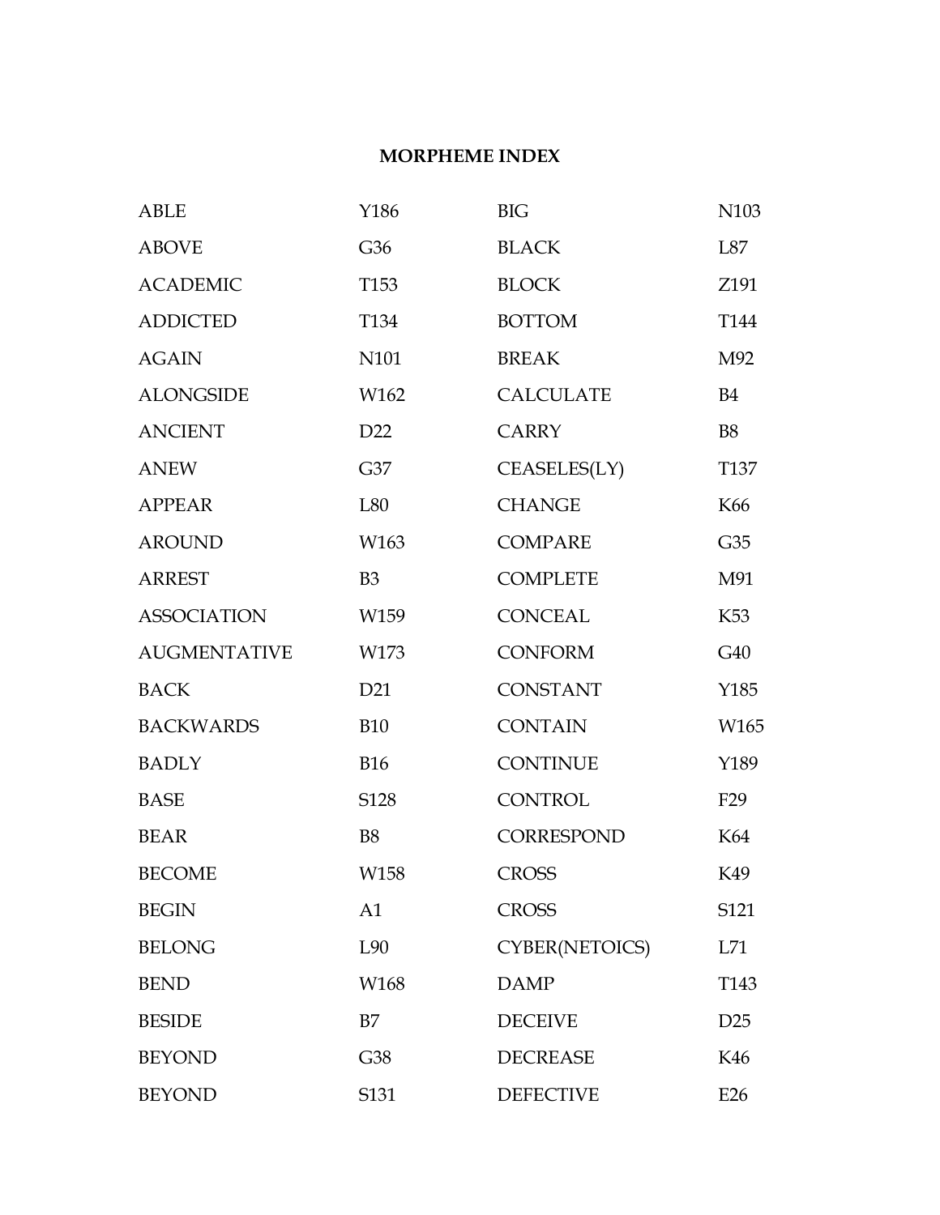# MORPHEME INDEX

| | | | |
|---|---|---|---|
| ABLE | Y186 | BIG | N103 |
| ABOVE | G36 | BLACK | L87 |
| ACADEMIC | T153 | BLOCK | Z191 |
| ADDICTED | T134 | BOTTOM | T144 |
| AGAIN | N101 | BREAK | M92 |
| ALONGSIDE | W162 | CALCULATE | B4 |
| ANCIENT | D22 | CARRY | B8 |
| ANEW | G37 | CEASELES(LY) | T137 |
| APPEAR | L80 | CHANGE | K66 |
| AROUND | W163 | COMPARE | G35 |
| ARREST | B3 | COMPLETE | M91 |
| ASSOCIATION | W159 | CONCEAL | K53 |
| AUGMENTATIVE | W173 | CONFORM | G40 |
| BACK | D21 | CONSTANT | Y185 |
| BACKWARDS | B10 | CONTAIN | W165 |
| BADLY | B16 | CONTINUE | Y189 |
| BASE | S128 | CONTROL | F29 |
| BEAR | B8 | CORRESPOND | K64 |
| BECOME | W158 | CROSS | K49 |
| BEGIN | A1 | CROSS | S121 |
| BELONG | L90 | CYBER(NETOICS) | L71 |
| BEND | W168 | DAMP | T143 |
| BESIDE | B7 | DECEIVE | D25 |
| BEYOND | G38 | DECREASE | K46 |
| BEYOND | S131 | DEFECTIVE | E26 |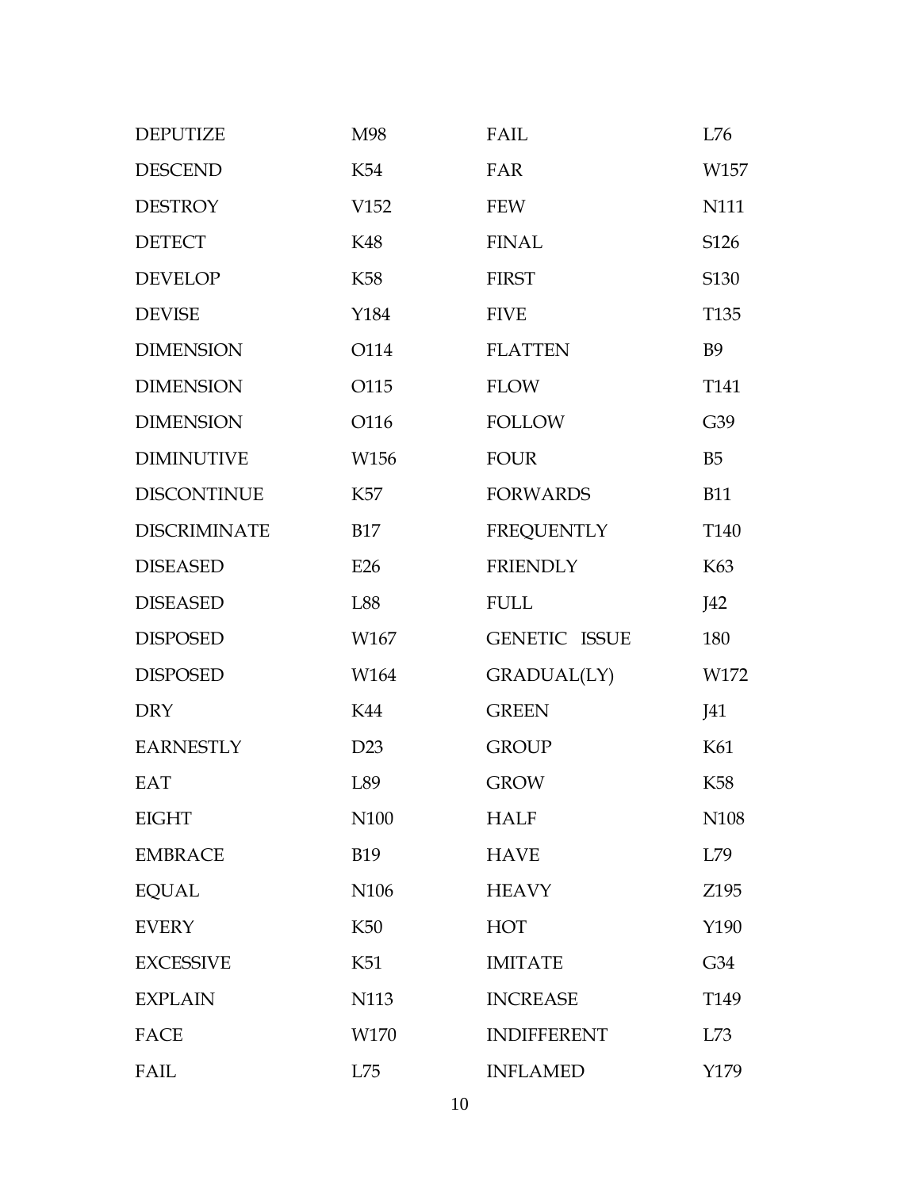| | | | |
|---|---|---|---|
| DEPUTIZE | M98 | FAIL | L76 |
| DESCEND | K54 | FAR | W157 |
| DESTROY | V152 | FEW | N111 |
| DETECT | K48 | FINAL | S126 |
| DEVELOP | K58 | FIRST | S130 |
| DEVISE | Y184 | FIVE | T135 |
| DIMENSION | O114 | FLATTEN | B9 |
| DIMENSION | O115 | FLOW | T141 |
| DIMENSION | O116 | FOLLOW | G39 |
| DIMINUTIVE | W156 | FOUR | B5 |
| DISCONTINUE | K57 | FORWARDS | B11 |
| DISCRIMINATE | B17 | FREQUENTLY | T140 |
| DISEASED | E26 | FRIENDLY | K63 |
| DISEASED | L88 | FULL | J42 |
| DISPOSED | W167 | GENETIC ISSUE | 180 |
| DISPOSED | W164 | GRADUAL(LY) | W172 |
| DRY | K44 | GREEN | J41 |
| EARNESTLY | D23 | GROUP | K61 |
| EAT | L89 | GROW | K58 |
| EIGHT | N100 | HALF | N108 |
| EMBRACE | B19 | HAVE | L79 |
| EQUAL | N106 | HEAVY | Z195 |
| EVERY | K50 | HOT | Y190 |
| EXCESSIVE | K51 | IMITATE | G34 |
| EXPLAIN | N113 | INCREASE | T149 |
| FACE | W170 | INDIFFERENT | L73 |
| FAIL | L75 | INFLAMED | Y179 |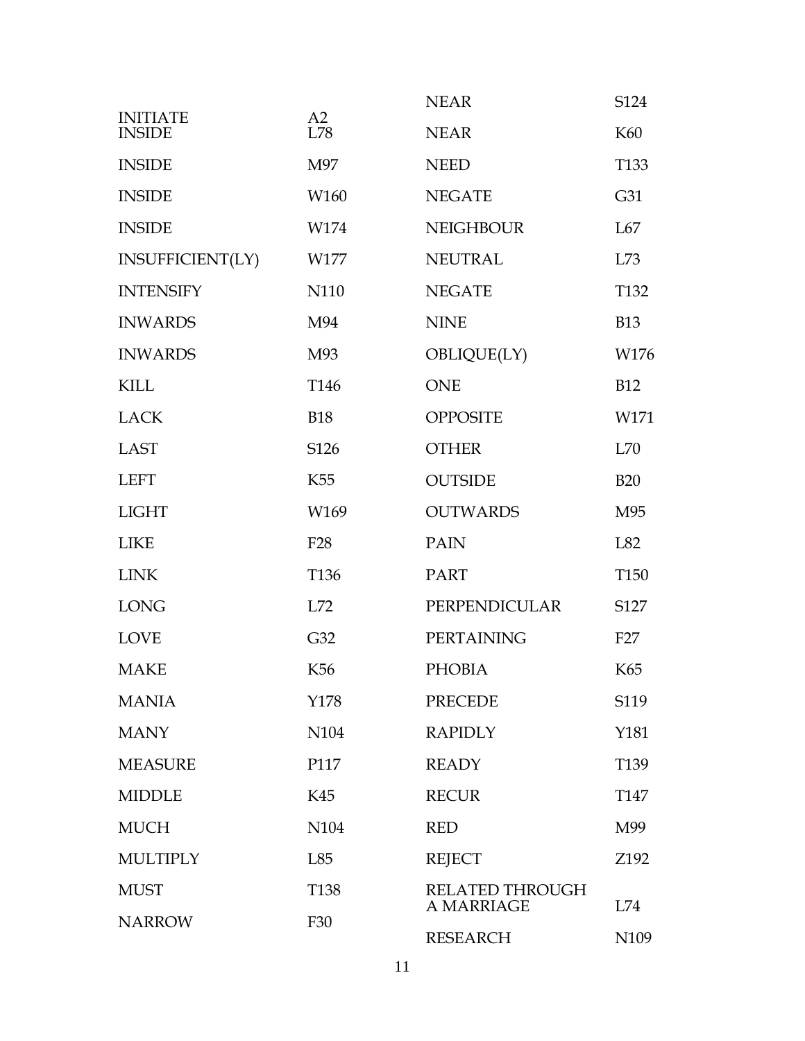| | |
|---|---|
| INITIATE | A2 |
| INSIDE | L78 |
| INSIDE | M97 |
| INSIDE | W160 |
| INSIDE | W174 |
| INSUFFICIENT(LY) | W177 |
| INTENSIFY | N110 |
| INWARDS | M94 |
| INWARDS | M93 |
| KILL | T146 |
| LACK | B18 |
| LAST | S126 |
| LEFT | K55 |
| LIGHT | W169 |
| LIKE | F28 |
| LINK | T136 |
| LONG | L72 |
| LOVE | G32 |
| MAKE | K56 |
| MANIA | Y178 |
| MANY | N104 |
| MEASURE | P117 |
| MIDDLE | K45 |
| MUCH | N104 |
| MULTIPLY | L85 |
| MUST | T138 |
| NARROW | F30 |
| NEAR | S124 |
| NEAR | K60 |
| NEED | T133 |
| NEGATE | G31 |
| NEIGHBOUR | L67 |
| NEUTRAL | L73 |
| NEGATE | T132 |
| NINE | B13 |
| OBLIQUE(LY) | W176 |
| ONE | B12 |
| OPPOSITE | W171 |
| OTHER | L70 |
| OUTSIDE | B20 |
| OUTWARDS | M95 |
| PAIN | L82 |
| PART | T150 |
| PERPENDICULAR | S127 |
| PERTAINING | F27 |
| PHOBIA | K65 |
| PRECEDE | S119 |
| RAPIDLY | Y181 |
| READY | T139 |
| RECUR | T147 |
| RED | M99 |
| REJECT | Z192 |
| RELATED THROUGH A MARRIAGE | L74 |
| RESEARCH | N109 |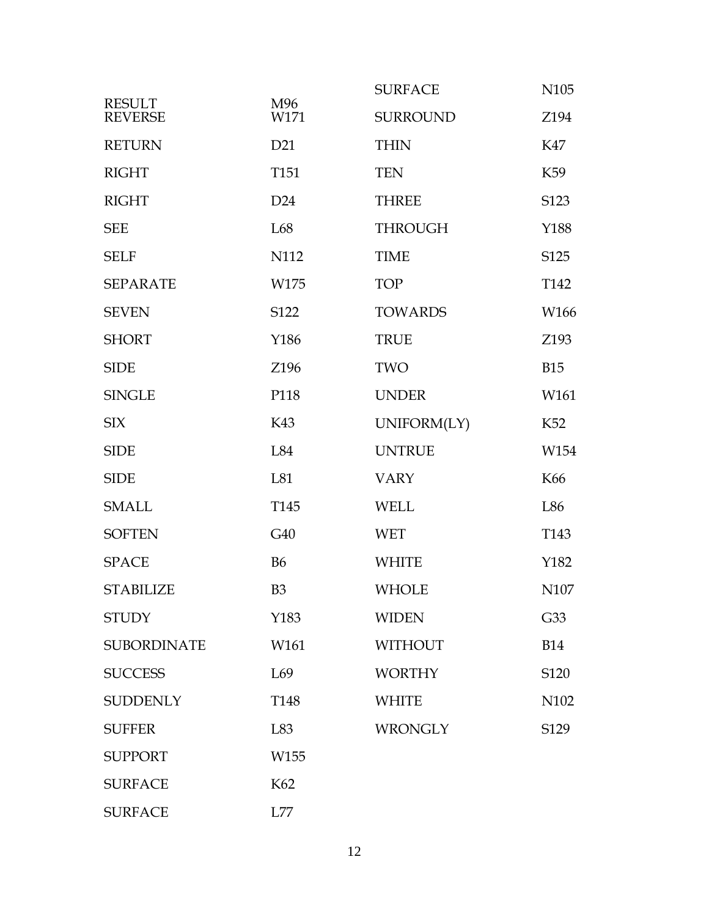| | |
|---|---|
| RESULT | M96 |
| REVERSE | W171 |
| RETURN | D21 |
| RIGHT | T151 |
| RIGHT | D24 |
| SEE | L68 |
| SELF | N112 |
| SEPARATE | W175 |
| SEVEN | S122 |
| SHORT | Y186 |
| SIDE | Z196 |
| SINGLE | P118 |
| SIX | K43 |
| SIDE | L84 |
| SIDE | L81 |
| SMALL | T145 |
| SOFTEN | G40 |
| SPACE | B6 |
| STABILIZE | B3 |
| STUDY | Y183 |
| SUBORDINATE | W161 |
| SUCCESS | L69 |
| SUDDENLY | T148 |
| SUFFER | L83 |
| SUPPORT | W155 |
| SURFACE | K62 |
| SURFACE | L77 |
| SURFACE | N105 |
| SURROUND | Z194 |
| THIN | K47 |
| TEN | K59 |
| THREE | S123 |
| THROUGH | Y188 |
| TIME | S125 |
| TOP | T142 |
| TOWARDS | W166 |
| TRUE | Z193 |
| TWO | B15 |
| UNDER | W161 |
| UNIFORM(LY) | K52 |
| UNTRUE | W154 |
| VARY | K66 |
| WELL | L86 |
| WET | T143 |
| WHITE | Y182 |
| WHOLE | N107 |
| WIDEN | G33 |
| WITHOUT | B14 |
| WORTHY | S120 |
| WHITE | N102 |
| WRONGLY | S129 |